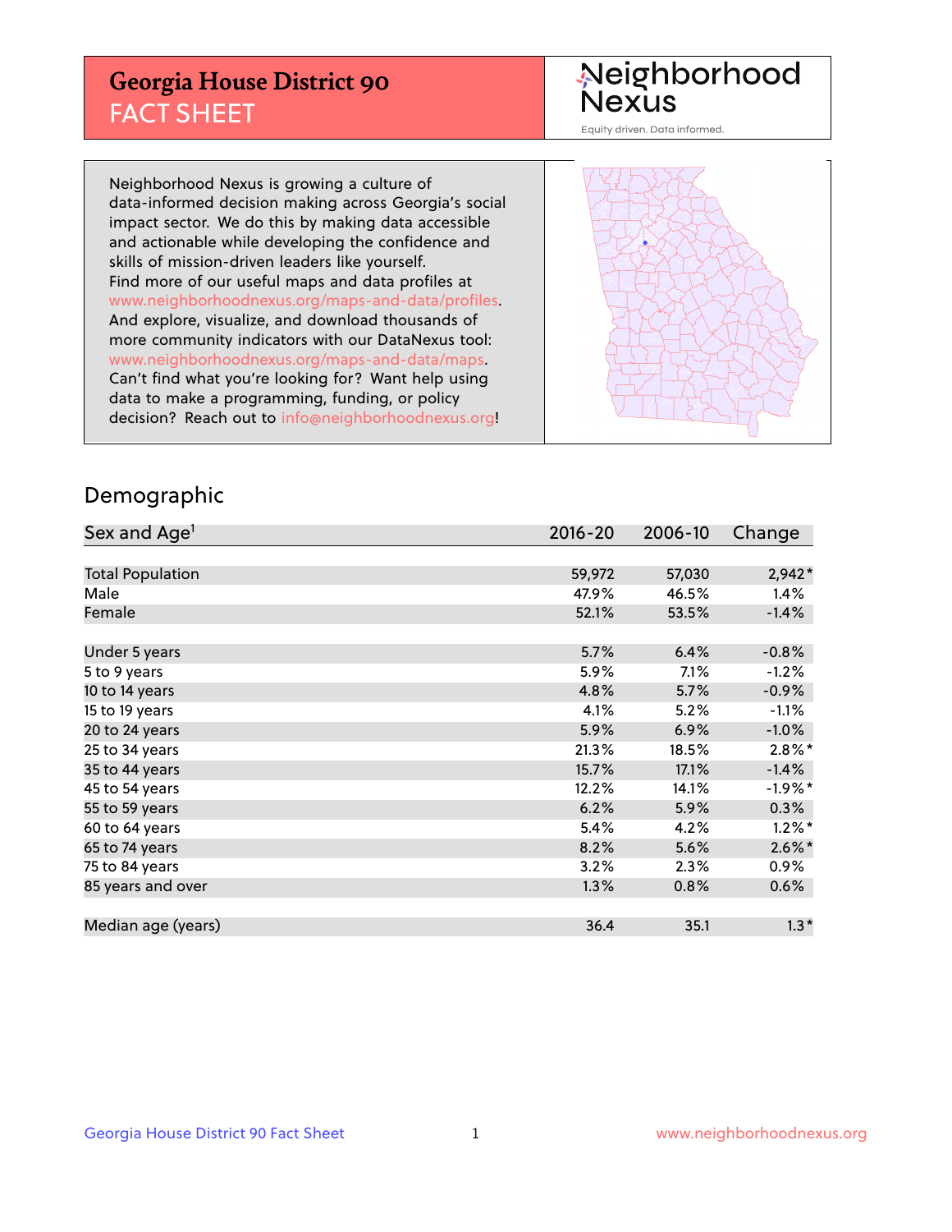# Georgia House District 90
## FACT SHEET

Neighborhood Nexus
Equity driven. Data informed.

Neighborhood Nexus is growing a culture of data-informed decision making across Georgia's social impact sector. We do this by making data accessible and actionable while developing the confidence and skills of mission-driven leaders like yourself. Find more of our useful maps and data profiles at www.neighborhoodnexus.org/maps-and-data/profiles. And explore, visualize, and download thousands of more community indicators with our DataNexus tool: www.neighborhoodnexus.org/maps-and-data/maps. Can't find what you're looking for? Want help using data to make a programming, funding, or policy decision? Reach out to info@neighborhoodnexus.org!

## Demographic

| Sex and Age[1] | 2016-20 | 2006-10 | Change |
|---|---|---|---|
| Total Population | 59,972 | 57,030 | 2,942* |
| Male | 47.9% | 46.5% | 1.4% |
| Female | 52.1% | 53.5% | -1.4% |
| Under 5 years | 5.7% | 6.4% | -0.8% |
| 5 to 9 years | 5.9% | 7.1% | -1.2% |
| 10 to 14 years | 4.8% | 5.7% | -0.9% |
| 15 to 19 years | 4.1% | 5.2% | -1.1% |
| 20 to 24 years | 5.9% | 6.9% | -1.0% |
| 25 to 34 years | 21.3% | 18.5% | 2.8%* |
| 35 to 44 years | 15.7% | 17.1% | -1.4% |
| 45 to 54 years | 12.2% | 14.1% | -1.9%* |
| 55 to 59 years | 6.2% | 5.9% | 0.3% |
| 60 to 64 years | 5.4% | 4.2% | 1.2%* |
| 65 to 74 years | 8.2% | 5.6% | 2.6%* |
| 75 to 84 years | 3.2% | 2.3% | 0.9% |
| 85 years and over | 1.3% | 0.8% | 0.6% |
| Median age (years) | 36.4 | 35.1 | 1.3* |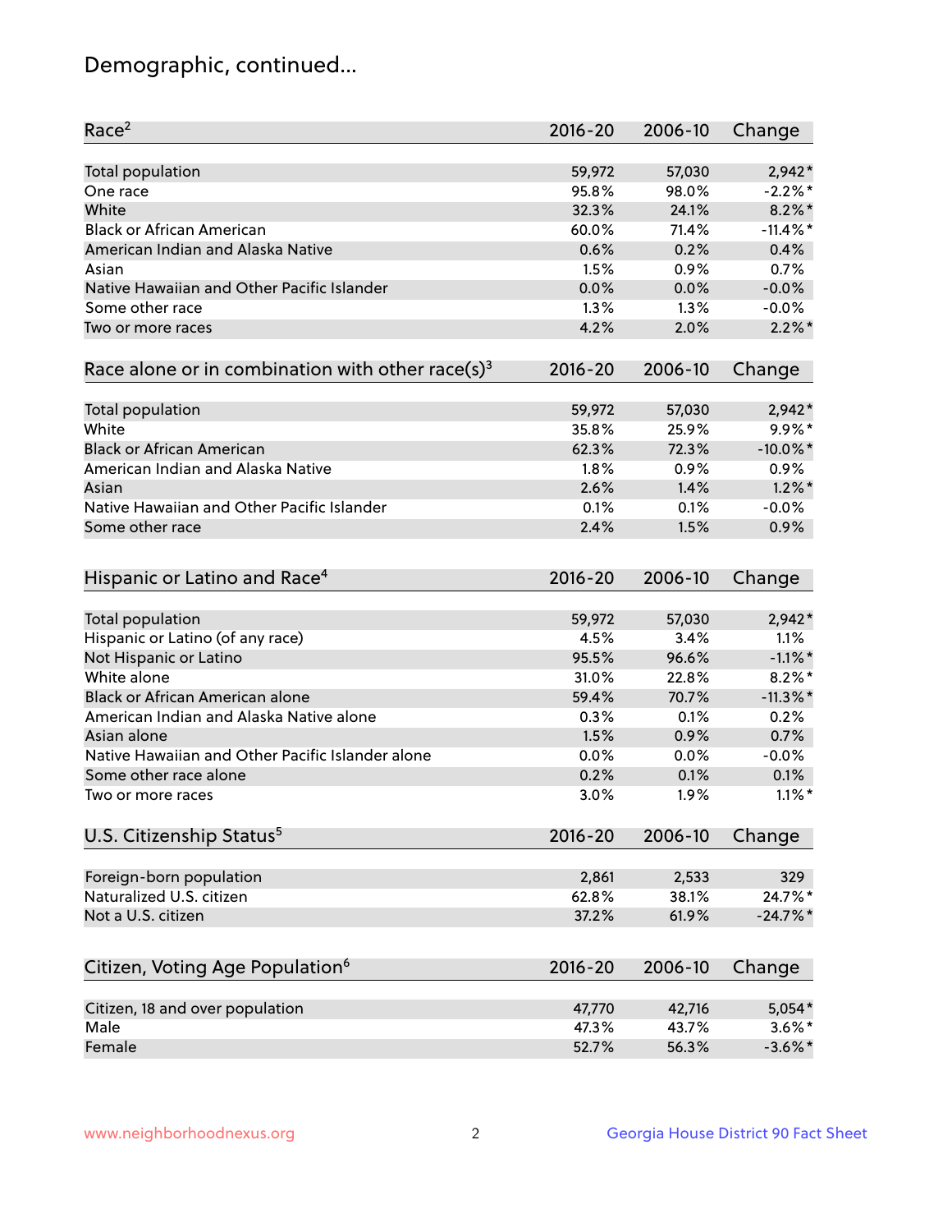## Demographic, continued...

| Race[2] | 2016-20 | 2006-10 | Change |
|---|---|---|---|
| Total population | 59,972 | 57,030 | 2,942* |
| One race | 95.8% | 98.0% | -2.2%* |
| White | 32.3% | 24.1% | 8.2%* |
| Black or African American | 60.0% | 71.4% | -11.4%* |
| American Indian and Alaska Native | 0.6% | 0.2% | 0.4% |
| Asian | 1.5% | 0.9% | 0.7% |
| Native Hawaiian and Other Pacific Islander | 0.0% | 0.0% | -0.0% |
| Some other race | 1.3% | 1.3% | -0.0% |
| Two or more races | 4.2% | 2.0% | 2.2%* |

| Race alone or in combination with other race(s)[3] | 2016-20 | 2006-10 | Change |
|---|---|---|---|
| Total population | 59,972 | 57,030 | 2,942* |
| White | 35.8% | 25.9% | 9.9%* |
| Black or African American | 62.3% | 72.3% | -10.0%* |
| American Indian and Alaska Native | 1.8% | 0.9% | 0.9% |
| Asian | 2.6% | 1.4% | 1.2%* |
| Native Hawaiian and Other Pacific Islander | 0.1% | 0.1% | -0.0% |
| Some other race | 2.4% | 1.5% | 0.9% |

| Hispanic or Latino and Race[4] | 2016-20 | 2006-10 | Change |
|---|---|---|---|
| Total population | 59,972 | 57,030 | 2,942* |
| Hispanic or Latino (of any race) | 4.5% | 3.4% | 1.1% |
| Not Hispanic or Latino | 95.5% | 96.6% | -1.1%* |
| White alone | 31.0% | 22.8% | 8.2%* |
| Black or African American alone | 59.4% | 70.7% | -11.3%* |
| American Indian and Alaska Native alone | 0.3% | 0.1% | 0.2% |
| Asian alone | 1.5% | 0.9% | 0.7% |
| Native Hawaiian and Other Pacific Islander alone | 0.0% | 0.0% | -0.0% |
| Some other race alone | 0.2% | 0.1% | 0.1% |
| Two or more races | 3.0% | 1.9% | 1.1%* |

| U.S. Citizenship Status[5] | 2016-20 | 2006-10 | Change |
|---|---|---|---|
| Foreign-born population | 2,861 | 2,533 | 329 |
| Naturalized U.S. citizen | 62.8% | 38.1% | 24.7%* |
| Not a U.S. citizen | 37.2% | 61.9% | -24.7%* |

| Citizen, Voting Age Population[6] | 2016-20 | 2006-10 | Change |
|---|---|---|---|
| Citizen, 18 and over population | 47,770 | 42,716 | 5,054* |
| Male | 47.3% | 43.7% | 3.6%* |
| Female | 52.7% | 56.3% | -3.6%* |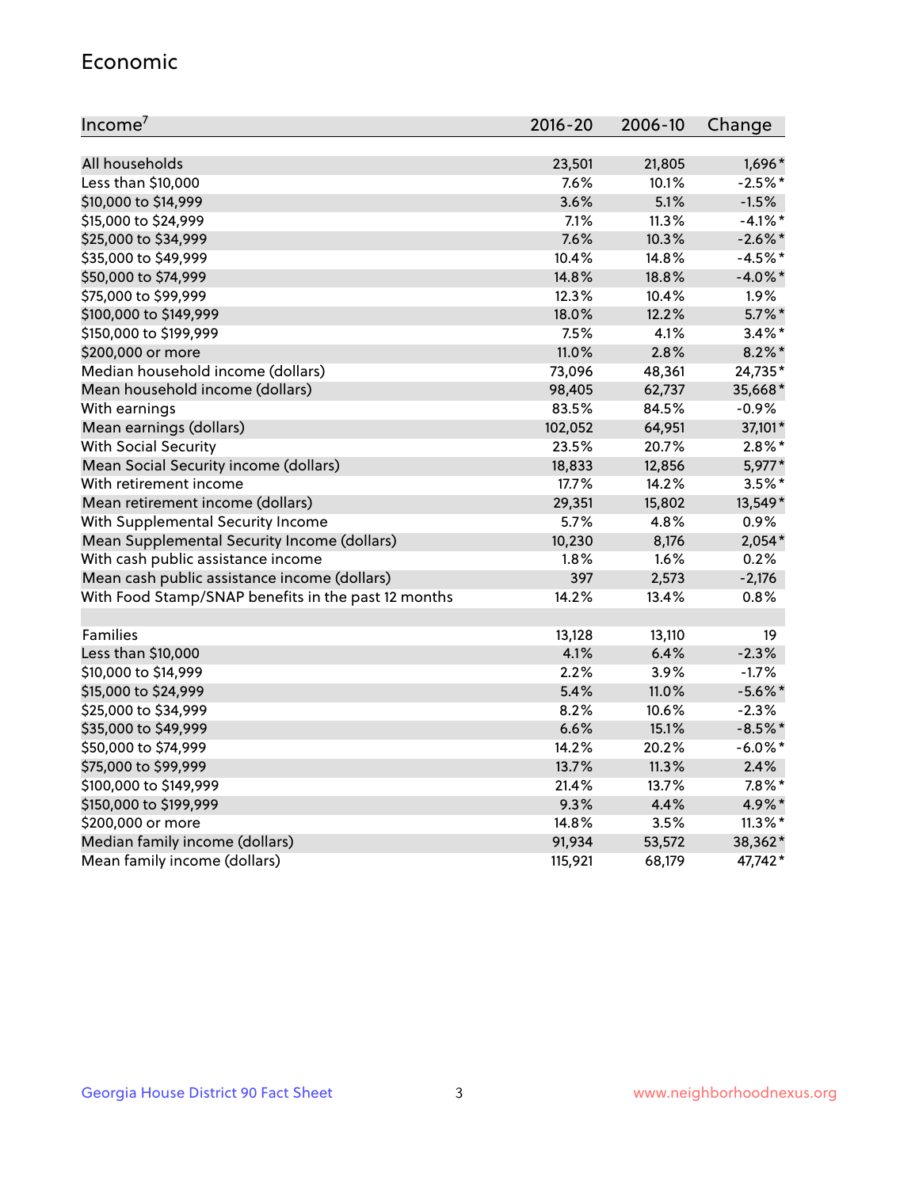## Economic

| Income[7] | 2016-20 | 2006-10 | Change |
|---|---|---|---|
| All households | 23,501 | 21,805 | 1,696* |
| Less than $10,000 | 7.6% | 10.1% | -2.5%* |
| $10,000 to $14,999 | 3.6% | 5.1% | -1.5% |
| $15,000 to $24,999 | 7.1% | 11.3% | -4.1%* |
| $25,000 to $34,999 | 7.6% | 10.3% | -2.6%* |
| $35,000 to $49,999 | 10.4% | 14.8% | -4.5%* |
| $50,000 to $74,999 | 14.8% | 18.8% | -4.0%* |
| $75,000 to $99,999 | 12.3% | 10.4% | 1.9% |
| $100,000 to $149,999 | 18.0% | 12.2% | 5.7%* |
| $150,000 to $199,999 | 7.5% | 4.1% | 3.4%* |
| $200,000 or more | 11.0% | 2.8% | 8.2%* |
| Median household income (dollars) | 73,096 | 48,361 | 24,735* |
| Mean household income (dollars) | 98,405 | 62,737 | 35,668* |
| With earnings | 83.5% | 84.5% | -0.9% |
| Mean earnings (dollars) | 102,052 | 64,951 | 37,101* |
| With Social Security | 23.5% | 20.7% | 2.8%* |
| Mean Social Security income (dollars) | 18,833 | 12,856 | 5,977* |
| With retirement income | 17.7% | 14.2% | 3.5%* |
| Mean retirement income (dollars) | 29,351 | 15,802 | 13,549* |
| With Supplemental Security Income | 5.7% | 4.8% | 0.9% |
| Mean Supplemental Security Income (dollars) | 10,230 | 8,176 | 2,054* |
| With cash public assistance income | 1.8% | 1.6% | 0.2% |
| Mean cash public assistance income (dollars) | 397 | 2,573 | -2,176 |
| With Food Stamp/SNAP benefits in the past 12 months | 14.2% | 13.4% | 0.8% |
| | | | |
| Families | 13,128 | 13,110 | 19 |
| Less than $10,000 | 4.1% | 6.4% | -2.3% |
| $10,000 to $14,999 | 2.2% | 3.9% | -1.7% |
| $15,000 to $24,999 | 5.4% | 11.0% | -5.6%* |
| $25,000 to $34,999 | 8.2% | 10.6% | -2.3% |
| $35,000 to $49,999 | 6.6% | 15.1% | -8.5%* |
| $50,000 to $74,999 | 14.2% | 20.2% | -6.0%* |
| $75,000 to $99,999 | 13.7% | 11.3% | 2.4% |
| $100,000 to $149,999 | 21.4% | 13.7% | 7.8%* |
| $150,000 to $199,999 | 9.3% | 4.4% | 4.9%* |
| $200,000 or more | 14.8% | 3.5% | 11.3%* |
| Median family income (dollars) | 91,934 | 53,572 | 38,362* |
| Mean family income (dollars) | 115,921 | 68,179 | 47,742* |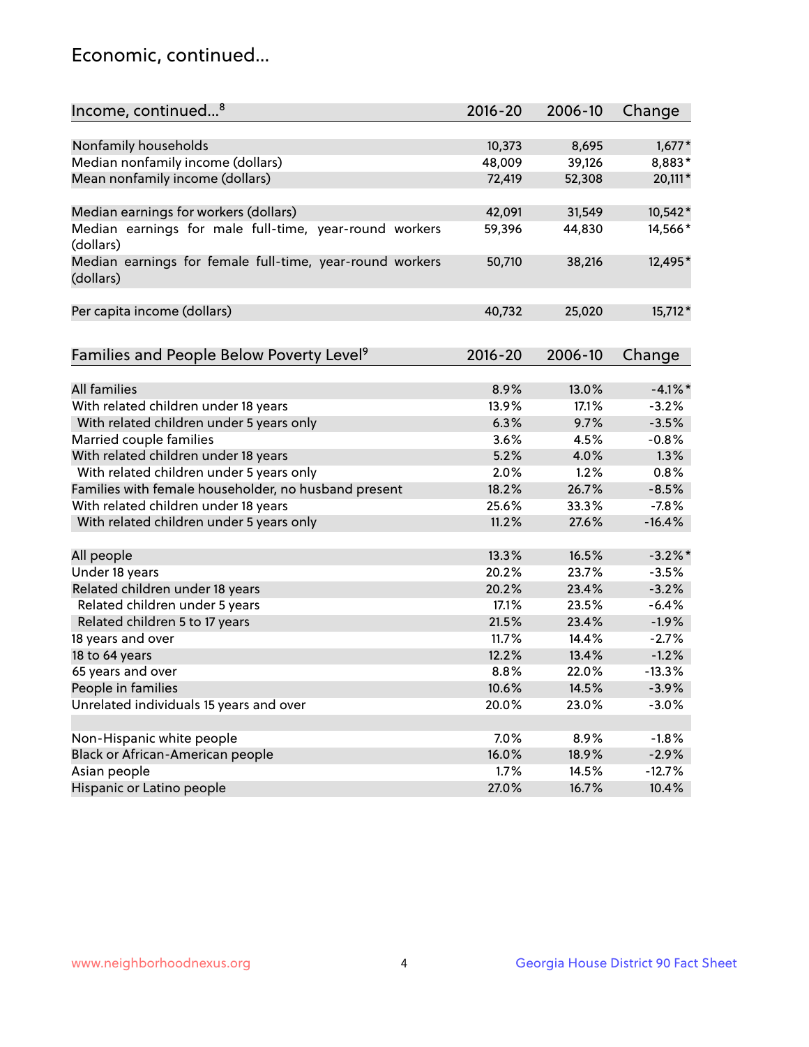## Economic, continued...

| Income, continued...[8] | 2016-20 | 2006-10 | Change |
|---|---|---|---|
| Nonfamily households | 10,373 | 8,695 | 1,677* |
| Median nonfamily income (dollars) | 48,009 | 39,126 | 8,883* |
| Mean nonfamily income (dollars) | 72,419 | 52,308 | 20,111* |
| Median earnings for workers (dollars) | 42,091 | 31,549 | 10,542* |
| Median earnings for male full-time, year-round workers (dollars) | 59,396 | 44,830 | 14,566* |
| Median earnings for female full-time, year-round workers (dollars) | 50,710 | 38,216 | 12,495* |
| Per capita income (dollars) | 40,732 | 25,020 | 15,712* |

| Families and People Below Poverty Level[9] | 2016-20 | 2006-10 | Change |
|---|---|---|---|
| All families | 8.9% | 13.0% | -4.1%* |
| With related children under 18 years | 13.9% | 17.1% | -3.2% |
| With related children under 5 years only | 6.3% | 9.7% | -3.5% |
| Married couple families | 3.6% | 4.5% | -0.8% |
| With related children under 18 years | 5.2% | 4.0% | 1.3% |
| With related children under 5 years only | 2.0% | 1.2% | 0.8% |
| Families with female householder, no husband present | 18.2% | 26.7% | -8.5% |
| With related children under 18 years | 25.6% | 33.3% | -7.8% |
| With related children under 5 years only | 11.2% | 27.6% | -16.4% |
| All people | 13.3% | 16.5% | -3.2%* |
| Under 18 years | 20.2% | 23.7% | -3.5% |
| Related children under 18 years | 20.2% | 23.4% | -3.2% |
| Related children under 5 years | 17.1% | 23.5% | -6.4% |
| Related children 5 to 17 years | 21.5% | 23.4% | -1.9% |
| 18 years and over | 11.7% | 14.4% | -2.7% |
| 18 to 64 years | 12.2% | 13.4% | -1.2% |
| 65 years and over | 8.8% | 22.0% | -13.3% |
| People in families | 10.6% | 14.5% | -3.9% |
| Unrelated individuals 15 years and over | 20.0% | 23.0% | -3.0% |
| Non-Hispanic white people | 7.0% | 8.9% | -1.8% |
| Black or African-American people | 16.0% | 18.9% | -2.9% |
| Asian people | 1.7% | 14.5% | -12.7% |
| Hispanic or Latino people | 27.0% | 16.7% | 10.4% |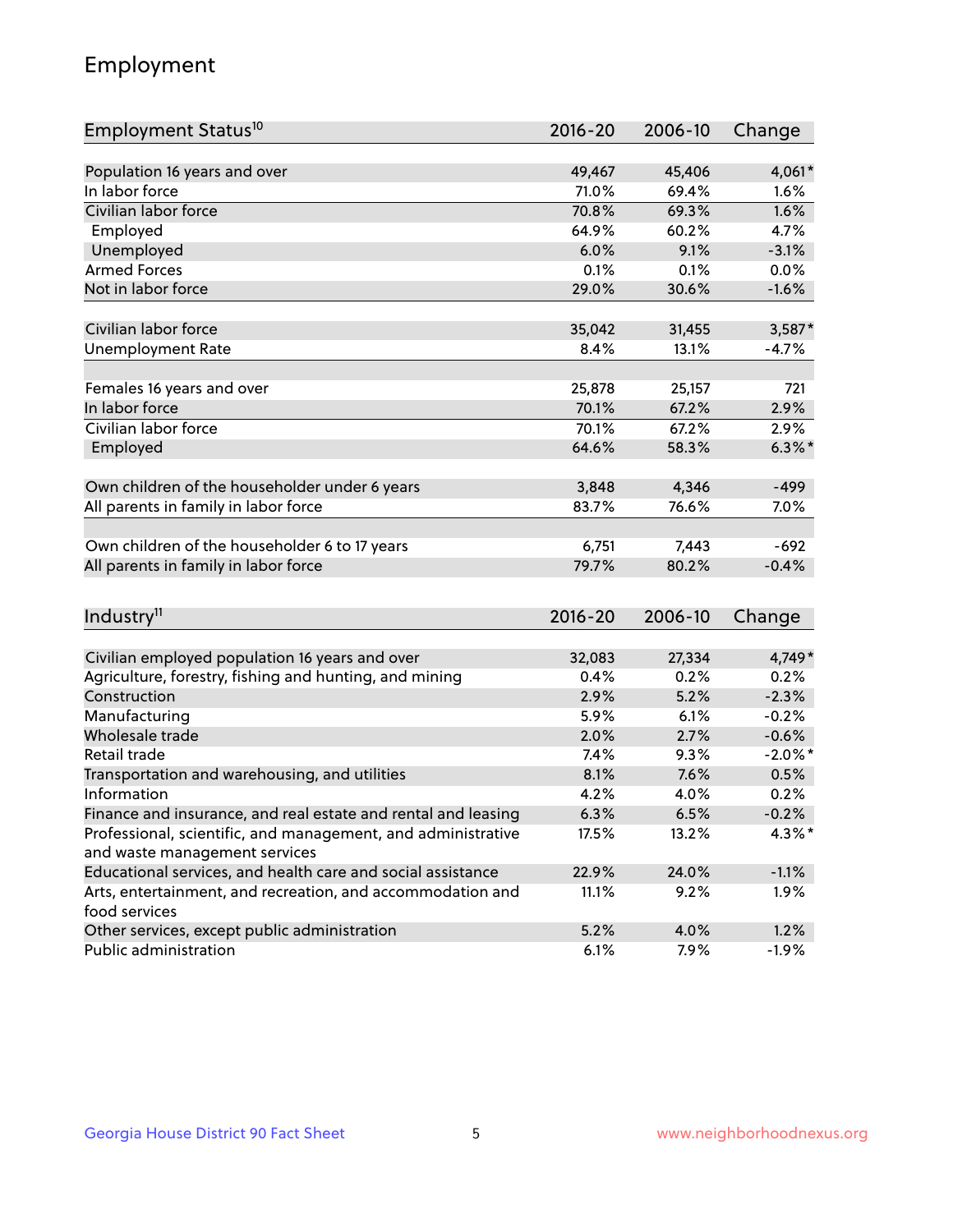# Employment

| Employment Status[10] | 2016-20 | 2006-10 | Change |
|---|---|---|---|
| Population 16 years and over | 49,467 | 45,406 | 4,061* |
| In labor force | 71.0% | 69.4% | 1.6% |
| Civilian labor force | 70.8% | 69.3% | 1.6% |
| Employed | 64.9% | 60.2% | 4.7% |
| Unemployed | 6.0% | 9.1% | -3.1% |
| Armed Forces | 0.1% | 0.1% | 0.0% |
| Not in labor force | 29.0% | 30.6% | -1.6% |
| | | | |
| Civilian labor force | 35,042 | 31,455 | 3,587* |
| Unemployment Rate | 8.4% | 13.1% | -4.7% |
| | | | |
| Females 16 years and over | 25,878 | 25,157 | 721 |
| In labor force | 70.1% | 67.2% | 2.9% |
| Civilian labor force | 70.1% | 67.2% | 2.9% |
| Employed | 64.6% | 58.3% | 6.3%* |
| | | | |
| Own children of the householder under 6 years | 3,848 | 4,346 | -499 |
| All parents in family in labor force | 83.7% | 76.6% | 7.0% |
| | | | |
| Own children of the householder 6 to 17 years | 6,751 | 7,443 | -692 |
| All parents in family in labor force | 79.7% | 80.2% | -0.4% |

| Industry[11] | 2016-20 | 2006-10 | Change |
|---|---|---|---|
| Civilian employed population 16 years and over | 32,083 | 27,334 | 4,749* |
| Agriculture, forestry, fishing and hunting, and mining | 0.4% | 0.2% | 0.2% |
| Construction | 2.9% | 5.2% | -2.3% |
| Manufacturing | 5.9% | 6.1% | -0.2% |
| Wholesale trade | 2.0% | 2.7% | -0.6% |
| Retail trade | 7.4% | 9.3% | -2.0%* |
| Transportation and warehousing, and utilities | 8.1% | 7.6% | 0.5% |
| Information | 4.2% | 4.0% | 0.2% |
| Finance and insurance, and real estate and rental and leasing | 6.3% | 6.5% | -0.2% |
| Professional, scientific, and management, and administrative and waste management services | 17.5% | 13.2% | 4.3%* |
| Educational services, and health care and social assistance | 22.9% | 24.0% | -1.1% |
| Arts, entertainment, and recreation, and accommodation and food services | 11.1% | 9.2% | 1.9% |
| Other services, except public administration | 5.2% | 4.0% | 1.2% |
| Public administration | 6.1% | 7.9% | -1.9% |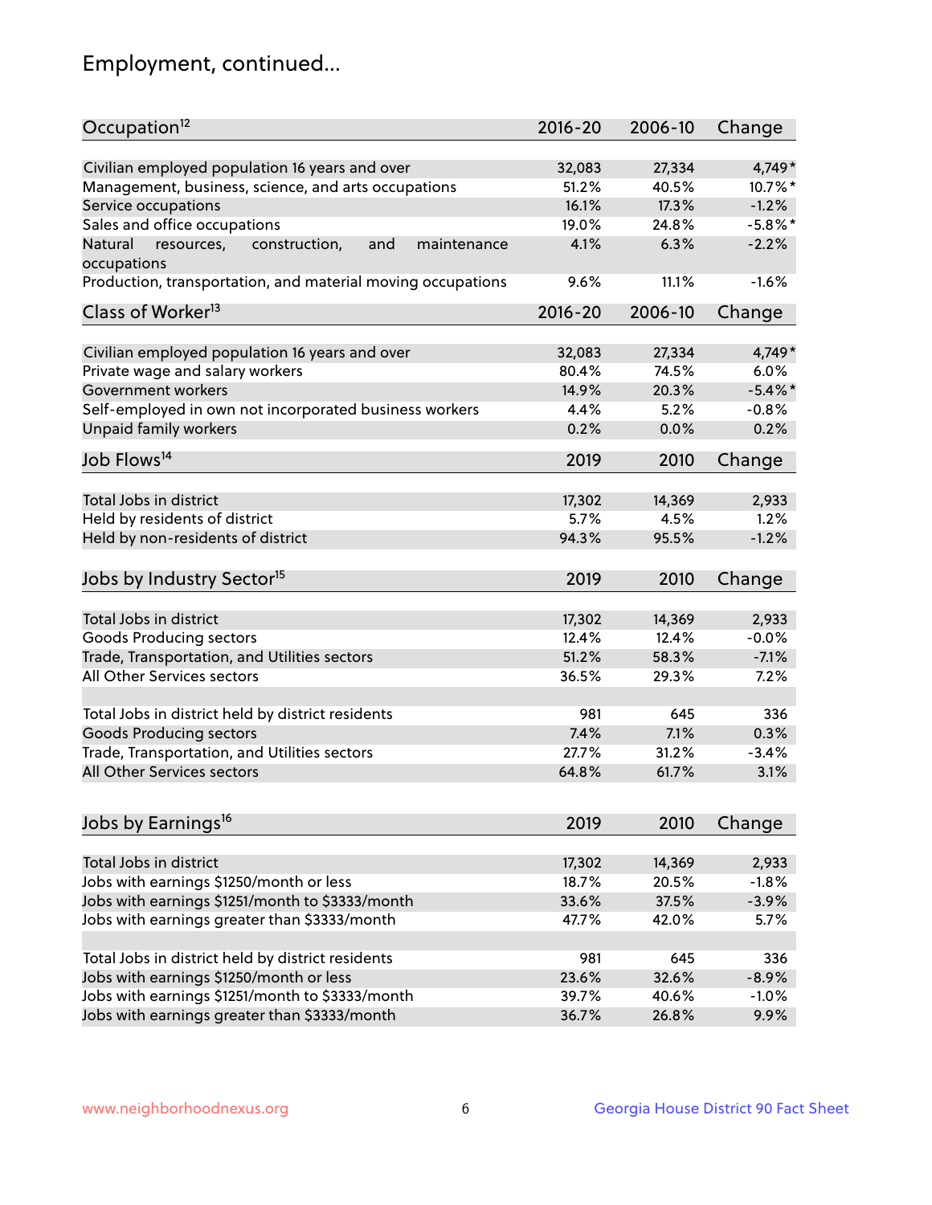# Employment, continued...

| Occupation[12] | 2016-20 | 2006-10 | Change |
|---|---|---|---|
| Civilian employed population 16 years and over | 32,083 | 27,334 | 4,749* |
| Management, business, science, and arts occupations | 51.2% | 40.5% | 10.7%* |
| Service occupations | 16.1% | 17.3% | -1.2% |
| Sales and office occupations | 19.0% | 24.8% | -5.8%* |
| Natural resources, construction, and maintenance occupations | 4.1% | 6.3% | -2.2% |
| Production, transportation, and material moving occupations | 9.6% | 11.1% | -1.6% |

| Class of Worker[13] | 2016-20 | 2006-10 | Change |
|---|---|---|---|
| Civilian employed population 16 years and over | 32,083 | 27,334 | 4,749* |
| Private wage and salary workers | 80.4% | 74.5% | 6.0% |
| Government workers | 14.9% | 20.3% | -5.4%* |
| Self-employed in own not incorporated business workers | 4.4% | 5.2% | -0.8% |
| Unpaid family workers | 0.2% | 0.0% | 0.2% |

| Job Flows[14] | 2019 | 2010 | Change |
|---|---|---|---|
| Total Jobs in district | 17,302 | 14,369 | 2,933 |
| Held by residents of district | 5.7% | 4.5% | 1.2% |
| Held by non-residents of district | 94.3% | 95.5% | -1.2% |

| Jobs by Industry Sector[15] | 2019 | 2010 | Change |
|---|---|---|---|
| Total Jobs in district | 17,302 | 14,369 | 2,933 |
| Goods Producing sectors | 12.4% | 12.4% | -0.0% |
| Trade, Transportation, and Utilities sectors | 51.2% | 58.3% | -7.1% |
| All Other Services sectors | 36.5% | 29.3% | 7.2% |
| | | | |
| Total Jobs in district held by district residents | 981 | 645 | 336 |
| Goods Producing sectors | 7.4% | 7.1% | 0.3% |
| Trade, Transportation, and Utilities sectors | 27.7% | 31.2% | -3.4% |
| All Other Services sectors | 64.8% | 61.7% | 3.1% |

| Jobs by Earnings[16] | 2019 | 2010 | Change |
|---|---|---|---|
| Total Jobs in district | 17,302 | 14,369 | 2,933 |
| Jobs with earnings $1250/month or less | 18.7% | 20.5% | -1.8% |
| Jobs with earnings $1251/month to $3333/month | 33.6% | 37.5% | -3.9% |
| Jobs with earnings greater than $3333/month | 47.7% | 42.0% | 5.7% |
| | | | |
| Total Jobs in district held by district residents | 981 | 645 | 336 |
| Jobs with earnings $1250/month or less | 23.6% | 32.6% | -8.9% |
| Jobs with earnings $1251/month to $3333/month | 39.7% | 40.6% | -1.0% |
| Jobs with earnings greater than $3333/month | 36.7% | 26.8% | 9.9% |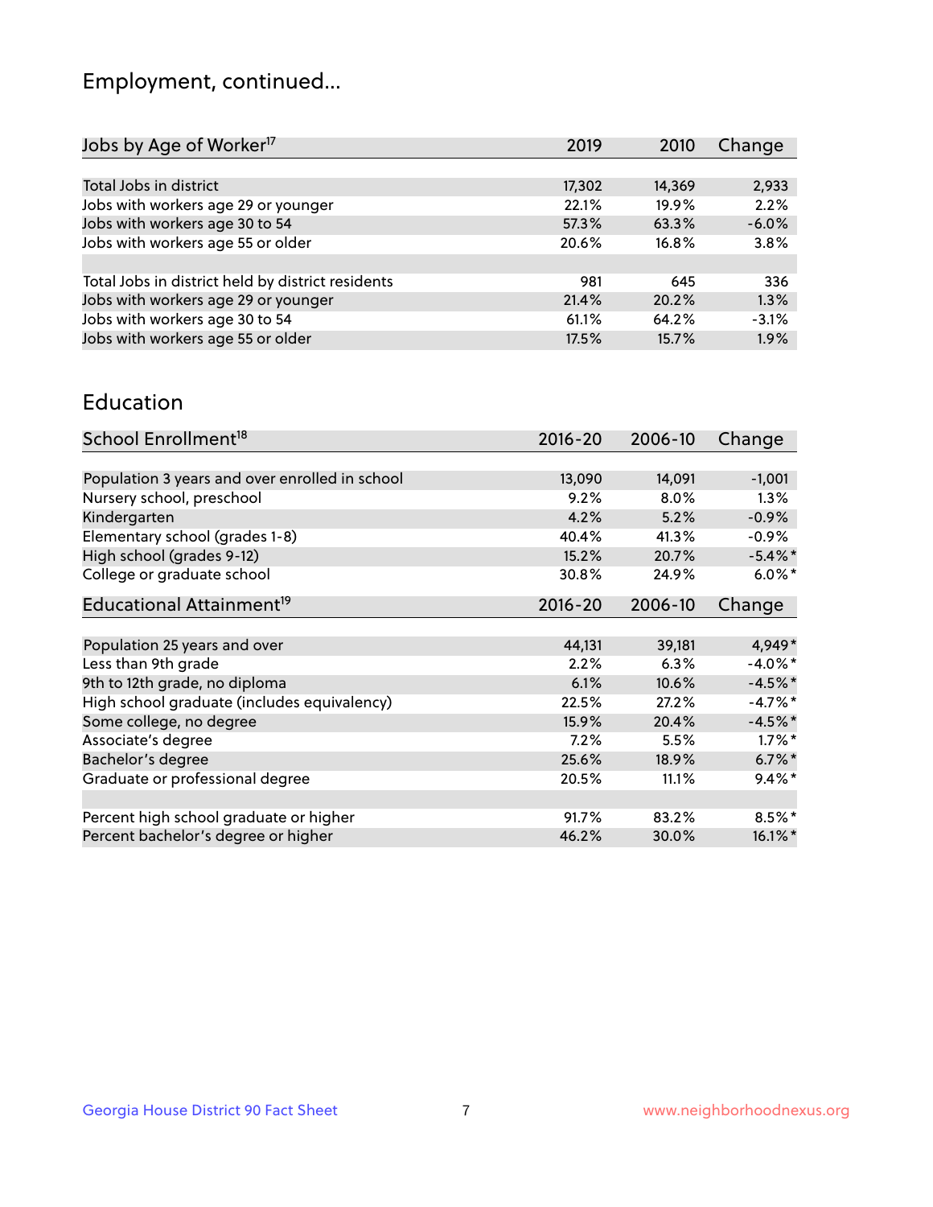# Employment, continued...

| Jobs by Age of Worker[17] | 2019 | 2010 | Change |
|---|---|---|---|
| Total Jobs in district | 17,302 | 14,369 | 2,933 |
| Jobs with workers age 29 or younger | 22.1% | 19.9% | 2.2% |
| Jobs with workers age 30 to 54 | 57.3% | 63.3% | -6.0% |
| Jobs with workers age 55 or older | 20.6% | 16.8% | 3.8% |
| | | | |
| Total Jobs in district held by district residents | 981 | 645 | 336 |
| Jobs with workers age 29 or younger | 21.4% | 20.2% | 1.3% |
| Jobs with workers age 30 to 54 | 61.1% | 64.2% | -3.1% |
| Jobs with workers age 55 or older | 17.5% | 15.7% | 1.9% |

## Education

| School Enrollment[18] | 2016-20 | 2006-10 | Change |
|---|---|---|---|
| Population 3 years and over enrolled in school | 13,090 | 14,091 | -1,001 |
| Nursery school, preschool | 9.2% | 8.0% | 1.3% |
| Kindergarten | 4.2% | 5.2% | -0.9% |
| Elementary school (grades 1-8) | 40.4% | 41.3% | -0.9% |
| High school (grades 9-12) | 15.2% | 20.7% | -5.4%* |
| College or graduate school | 30.8% | 24.9% | 6.0%* |

| Educational Attainment[19] | 2016-20 | 2006-10 | Change |
|---|---|---|---|
| Population 25 years and over | 44,131 | 39,181 | 4,949* |
| Less than 9th grade | 2.2% | 6.3% | -4.0%* |
| 9th to 12th grade, no diploma | 6.1% | 10.6% | -4.5%* |
| High school graduate (includes equivalency) | 22.5% | 27.2% | -4.7%* |
| Some college, no degree | 15.9% | 20.4% | -4.5%* |
| Associate's degree | 7.2% | 5.5% | 1.7%* |
| Bachelor's degree | 25.6% | 18.9% | 6.7%* |
| Graduate or professional degree | 20.5% | 11.1% | 9.4%* |
| | | | |
| Percent high school graduate or higher | 91.7% | 83.2% | 8.5%* |
| Percent bachelor's degree or higher | 46.2% | 30.0% | 16.1%* |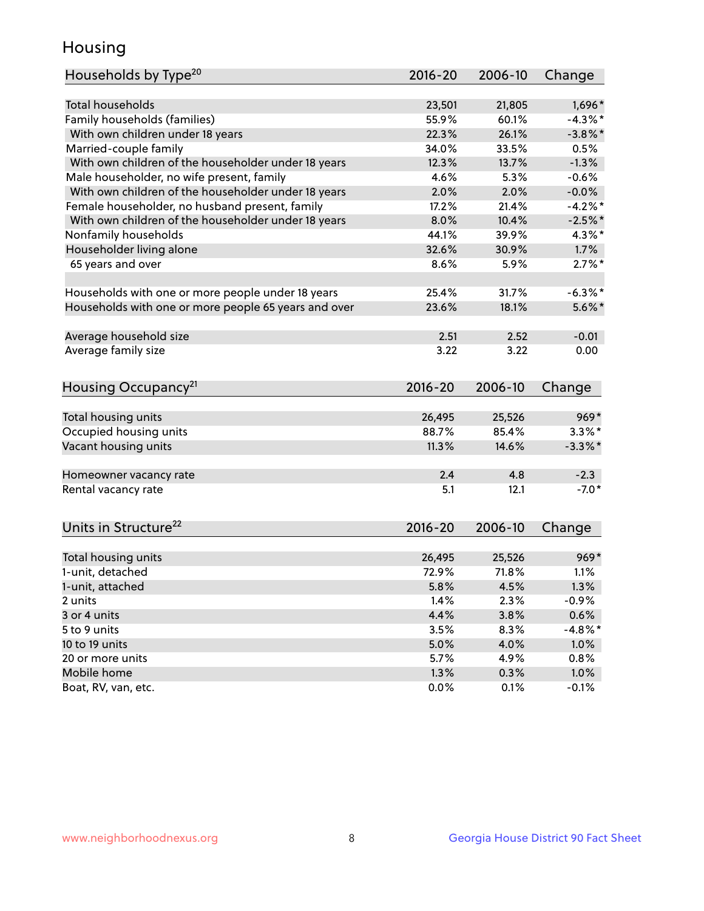# Housing

| Households by Type[20] | 2016-20 | 2006-10 | Change |
|---|---|---|---|
| Total households | 23,501 | 21,805 | 1,696* |
| Family households (families) | 55.9% | 60.1% | -4.3%* |
| With own children under 18 years | 22.3% | 26.1% | -3.8%* |
| Married-couple family | 34.0% | 33.5% | 0.5% |
| With own children of the householder under 18 years | 12.3% | 13.7% | -1.3% |
| Male householder, no wife present, family | 4.6% | 5.3% | -0.6% |
| With own children of the householder under 18 years | 2.0% | 2.0% | -0.0% |
| Female householder, no husband present, family | 17.2% | 21.4% | -4.2%* |
| With own children of the householder under 18 years | 8.0% | 10.4% | -2.5%* |
| Nonfamily households | 44.1% | 39.9% | 4.3%* |
| Householder living alone | 32.6% | 30.9% | 1.7% |
| 65 years and over | 8.6% | 5.9% | 2.7%* |
| | | | |
| Households with one or more people under 18 years | 25.4% | 31.7% | -6.3%* |
| Households with one or more people 65 years and over | 23.6% | 18.1% | 5.6%* |
| | | | |
| Average household size | 2.51 | 2.52 | -0.01 |
| Average family size | 3.22 | 3.22 | 0.00 |

| Housing Occupancy[21] | 2016-20 | 2006-10 | Change |
|---|---|---|---|
| Total housing units | 26,495 | 25,526 | 969* |
| Occupied housing units | 88.7% | 85.4% | 3.3%* |
| Vacant housing units | 11.3% | 14.6% | -3.3%* |
| | | | |
| Homeowner vacancy rate | 2.4 | 4.8 | -2.3 |
| Rental vacancy rate | 5.1 | 12.1 | -7.0* |

| Units in Structure[22] | 2016-20 | 2006-10 | Change |
|---|---|---|---|
| Total housing units | 26,495 | 25,526 | 969* |
| 1-unit, detached | 72.9% | 71.8% | 1.1% |
| 1-unit, attached | 5.8% | 4.5% | 1.3% |
| 2 units | 1.4% | 2.3% | -0.9% |
| 3 or 4 units | 4.4% | 3.8% | 0.6% |
| 5 to 9 units | 3.5% | 8.3% | -4.8%* |
| 10 to 19 units | 5.0% | 4.0% | 1.0% |
| 20 or more units | 5.7% | 4.9% | 0.8% |
| Mobile home | 1.3% | 0.3% | 1.0% |
| Boat, RV, van, etc. | 0.0% | 0.1% | -0.1% |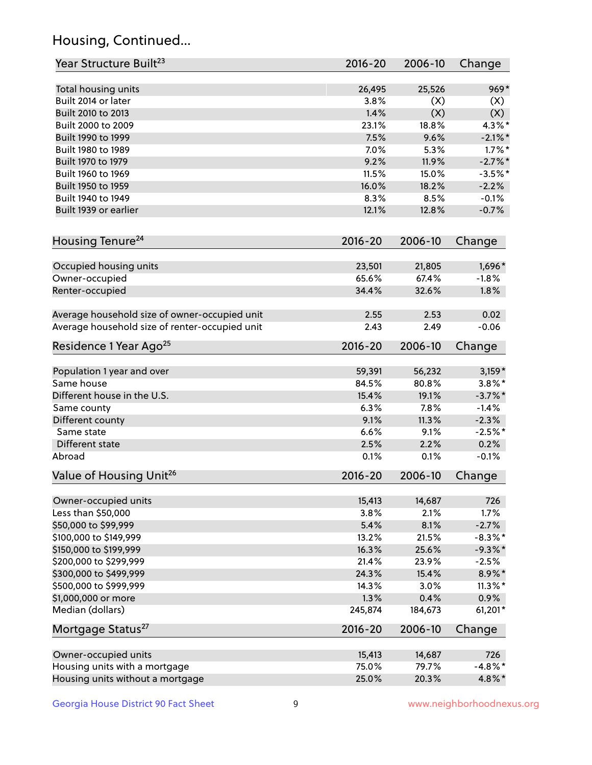## Housing, Continued...

| Year Structure Built[23] | 2016-20 | 2006-10 | Change |
|---|---|---|---|
| Total housing units | 26,495 | 25,526 | 969* |
| Built 2014 or later | 3.8% | (X) | (X) |
| Built 2010 to 2013 | 1.4% | (X) | (X) |
| Built 2000 to 2009 | 23.1% | 18.8% | 4.3%* |
| Built 1990 to 1999 | 7.5% | 9.6% | -2.1%* |
| Built 1980 to 1989 | 7.0% | 5.3% | 1.7%* |
| Built 1970 to 1979 | 9.2% | 11.9% | -2.7%* |
| Built 1960 to 1969 | 11.5% | 15.0% | -3.5%* |
| Built 1950 to 1959 | 16.0% | 18.2% | -2.2% |
| Built 1940 to 1949 | 8.3% | 8.5% | -0.1% |
| Built 1939 or earlier | 12.1% | 12.8% | -0.7% |

| Housing Tenure[24] | 2016-20 | 2006-10 | Change |
|---|---|---|---|
| Occupied housing units | 23,501 | 21,805 | 1,696* |
| Owner-occupied | 65.6% | 67.4% | -1.8% |
| Renter-occupied | 34.4% | 32.6% | 1.8% |
| Average household size of owner-occupied unit | 2.55 | 2.53 | 0.02 |
| Average household size of renter-occupied unit | 2.43 | 2.49 | -0.06 |

| Residence 1 Year Ago[25] | 2016-20 | 2006-10 | Change |
|---|---|---|---|
| Population 1 year and over | 59,391 | 56,232 | 3,159* |
| Same house | 84.5% | 80.8% | 3.8%* |
| Different house in the U.S. | 15.4% | 19.1% | -3.7%* |
| Same county | 6.3% | 7.8% | -1.4% |
| Different county | 9.1% | 11.3% | -2.3% |
| Same state | 6.6% | 9.1% | -2.5%* |
| Different state | 2.5% | 2.2% | 0.2% |
| Abroad | 0.1% | 0.1% | -0.1% |

| Value of Housing Unit[26] | 2016-20 | 2006-10 | Change |
|---|---|---|---|
| Owner-occupied units | 15,413 | 14,687 | 726 |
| Less than $50,000 | 3.8% | 2.1% | 1.7% |
| $50,000 to $99,999 | 5.4% | 8.1% | -2.7% |
| $100,000 to $149,999 | 13.2% | 21.5% | -8.3%* |
| $150,000 to $199,999 | 16.3% | 25.6% | -9.3%* |
| $200,000 to $299,999 | 21.4% | 23.9% | -2.5% |
| $300,000 to $499,999 | 24.3% | 15.4% | 8.9%* |
| $500,000 to $999,999 | 14.3% | 3.0% | 11.3%* |
| $1,000,000 or more | 1.3% | 0.4% | 0.9% |
| Median (dollars) | 245,874 | 184,673 | 61,201* |

| Mortgage Status[27] | 2016-20 | 2006-10 | Change |
|---|---|---|---|
| Owner-occupied units | 15,413 | 14,687 | 726 |
| Housing units with a mortgage | 75.0% | 79.7% | -4.8%* |
| Housing units without a mortgage | 25.0% | 20.3% | 4.8%* |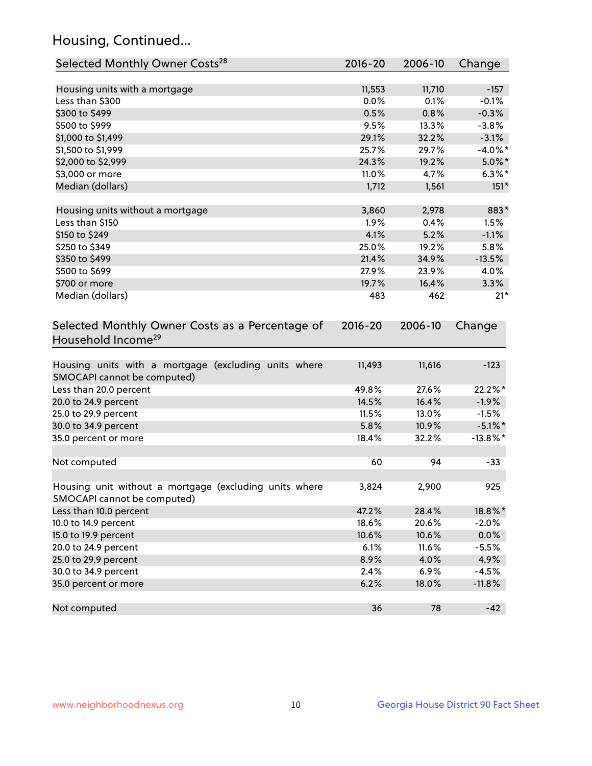## Housing, Continued...

| Selected Monthly Owner Costs[28] | 2016-20 | 2006-10 | Change |
|---|---|---|---|
| Housing units with a mortgage | 11,553 | 11,710 | -157 |
| Less than $300 | 0.0% | 0.1% | -0.1% |
| $300 to $499 | 0.5% | 0.8% | -0.3% |
| $500 to $999 | 9.5% | 13.3% | -3.8% |
| $1,000 to $1,499 | 29.1% | 32.2% | -3.1% |
| $1,500 to $1,999 | 25.7% | 29.7% | -4.0%* |
| $2,000 to $2,999 | 24.3% | 19.2% | 5.0%* |
| $3,000 or more | 11.0% | 4.7% | 6.3%* |
| Median (dollars) | 1,712 | 1,561 | 151* |
| | | | |
| Housing units without a mortgage | 3,860 | 2,978 | 883* |
| Less than $150 | 1.9% | 0.4% | 1.5% |
| $150 to $249 | 4.1% | 5.2% | -1.1% |
| $250 to $349 | 25.0% | 19.2% | 5.8% |
| $350 to $499 | 21.4% | 34.9% | -13.5% |
| $500 to $699 | 27.9% | 23.9% | 4.0% |
| $700 or more | 19.7% | 16.4% | 3.3% |
| Median (dollars) | 483 | 462 | 21* |

| Selected Monthly Owner Costs as a Percentage of Household Income[29] | 2016-20 | 2006-10 | Change |
|---|---|---|---|
| Housing units with a mortgage (excluding units where SMOCAPI cannot be computed) | 11,493 | 11,616 | -123 |
| Less than 20.0 percent | 49.8% | 27.6% | 22.2%* |
| 20.0 to 24.9 percent | 14.5% | 16.4% | -1.9% |
| 25.0 to 29.9 percent | 11.5% | 13.0% | -1.5% |
| 30.0 to 34.9 percent | 5.8% | 10.9% | -5.1%* |
| 35.0 percent or more | 18.4% | 32.2% | -13.8%* |
| | | | |
| Not computed | 60 | 94 | -33 |
| | | | |
| Housing unit without a mortgage (excluding units where SMOCAPI cannot be computed) | 3,824 | 2,900 | 925 |
| Less than 10.0 percent | 47.2% | 28.4% | 18.8%* |
| 10.0 to 14.9 percent | 18.6% | 20.6% | -2.0% |
| 15.0 to 19.9 percent | 10.6% | 10.6% | 0.0% |
| 20.0 to 24.9 percent | 6.1% | 11.6% | -5.5% |
| 25.0 to 29.9 percent | 8.9% | 4.0% | 4.9% |
| 30.0 to 34.9 percent | 2.4% | 6.9% | -4.5% |
| 35.0 percent or more | 6.2% | 18.0% | -11.8% |
| | | | |
| Not computed | 36 | 78 | -42 |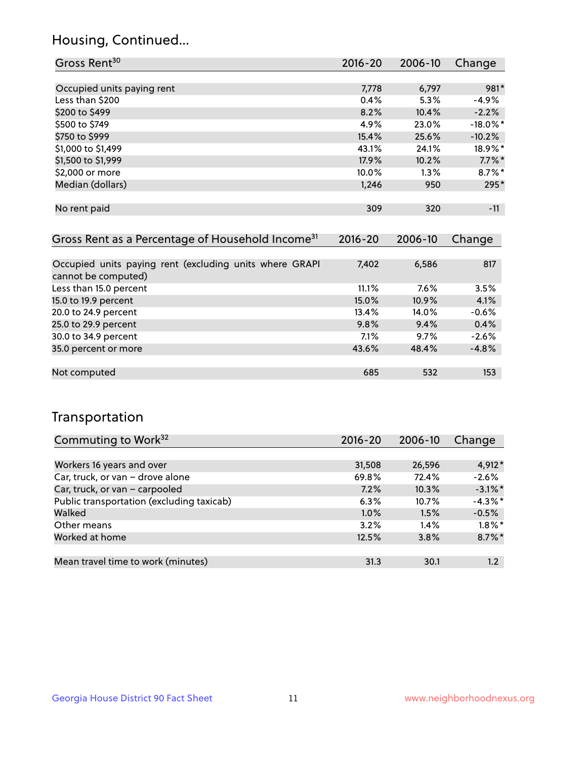## Housing, Continued...

| Gross Rent[30] | 2016-20 | 2006-10 | Change |
|---|---|---|---|
| Occupied units paying rent | 7,778 | 6,797 | 981* |
| Less than $200 | 0.4% | 5.3% | -4.9% |
| $200 to $499 | 8.2% | 10.4% | -2.2% |
| $500 to $749 | 4.9% | 23.0% | -18.0%* |
| $750 to $999 | 15.4% | 25.6% | -10.2% |
| $1,000 to $1,499 | 43.1% | 24.1% | 18.9%* |
| $1,500 to $1,999 | 17.9% | 10.2% | 7.7%* |
| $2,000 or more | 10.0% | 1.3% | 8.7%* |
| Median (dollars) | 1,246 | 950 | 295* |
| No rent paid | 309 | 320 | -11 |

| Gross Rent as a Percentage of Household Income[31] | 2016-20 | 2006-10 | Change |
|---|---|---|---|
| Occupied units paying rent (excluding units where GRAPI cannot be computed) | 7,402 | 6,586 | 817 |
| Less than 15.0 percent | 11.1% | 7.6% | 3.5% |
| 15.0 to 19.9 percent | 15.0% | 10.9% | 4.1% |
| 20.0 to 24.9 percent | 13.4% | 14.0% | -0.6% |
| 25.0 to 29.9 percent | 9.8% | 9.4% | 0.4% |
| 30.0 to 34.9 percent | 7.1% | 9.7% | -2.6% |
| 35.0 percent or more | 43.6% | 48.4% | -4.8% |
| Not computed | 685 | 532 | 153 |

## Transportation

| Commuting to Work[32] | 2016-20 | 2006-10 | Change |
|---|---|---|---|
| Workers 16 years and over | 31,508 | 26,596 | 4,912* |
| Car, truck, or van – drove alone | 69.8% | 72.4% | -2.6% |
| Car, truck, or van – carpooled | 7.2% | 10.3% | -3.1%* |
| Public transportation (excluding taxicab) | 6.3% | 10.7% | -4.3%* |
| Walked | 1.0% | 1.5% | -0.5% |
| Other means | 3.2% | 1.4% | 1.8%* |
| Worked at home | 12.5% | 3.8% | 8.7%* |
| Mean travel time to work (minutes) | 31.3 | 30.1 | 1.2 |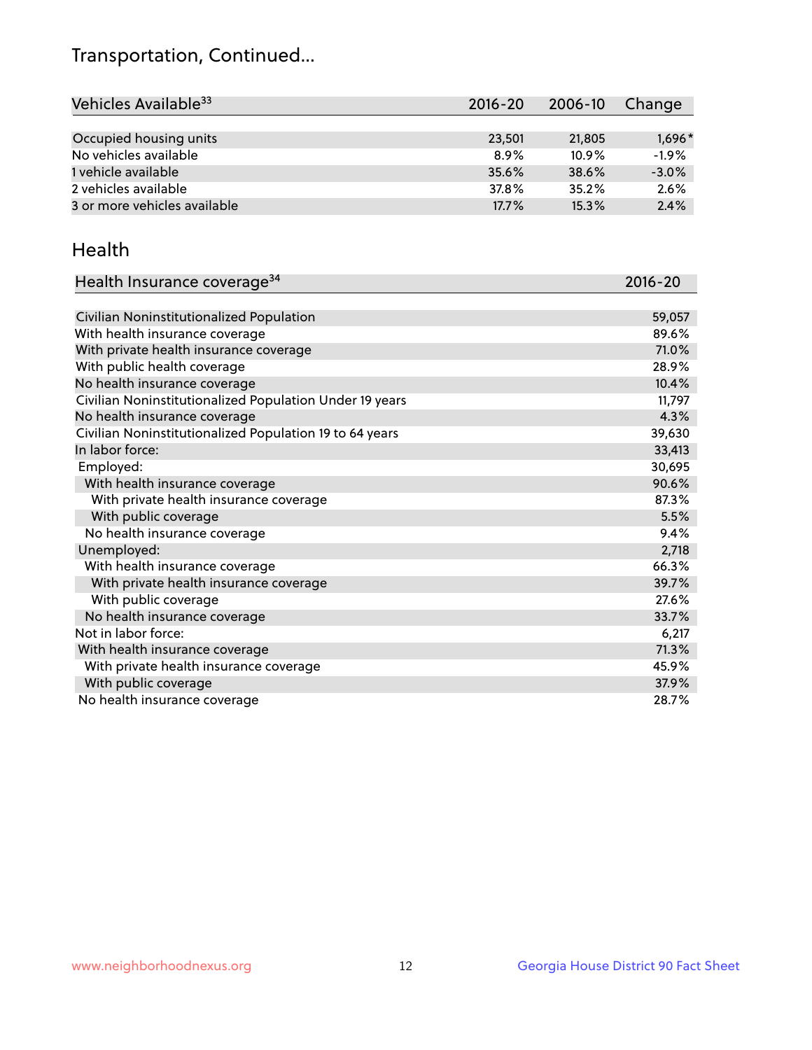# Transportation, Continued...

| Vehicles Available[33] | 2016-20 | 2006-10 | Change |
|---|---|---|---|
| Occupied housing units | 23,501 | 21,805 | 1,696* |
| No vehicles available | 8.9% | 10.9% | -1.9% |
| 1 vehicle available | 35.6% | 38.6% | -3.0% |
| 2 vehicles available | 37.8% | 35.2% | 2.6% |
| 3 or more vehicles available | 17.7% | 15.3% | 2.4% |

## Health

| Health Insurance coverage[34] | 2016-20 |
|---|---|
| Civilian Noninstitutionalized Population | 59,057 |
| With health insurance coverage | 89.6% |
| With private health insurance coverage | 71.0% |
| With public health coverage | 28.9% |
| No health insurance coverage | 10.4% |
| Civilian Noninstitutionalized Population Under 19 years | 11,797 |
| No health insurance coverage | 4.3% |
| Civilian Noninstitutionalized Population 19 to 64 years | 39,630 |
| In labor force: | 33,413 |
| Employed: | 30,695 |
| With health insurance coverage | 90.6% |
| With private health insurance coverage | 87.3% |
| With public coverage | 5.5% |
| No health insurance coverage | 9.4% |
| Unemployed: | 2,718 |
| With health insurance coverage | 66.3% |
| With private health insurance coverage | 39.7% |
| With public coverage | 27.6% |
| No health insurance coverage | 33.7% |
| Not in labor force: | 6,217 |
| With health insurance coverage | 71.3% |
| With private health insurance coverage | 45.9% |
| With public coverage | 37.9% |
| No health insurance coverage | 28.7% |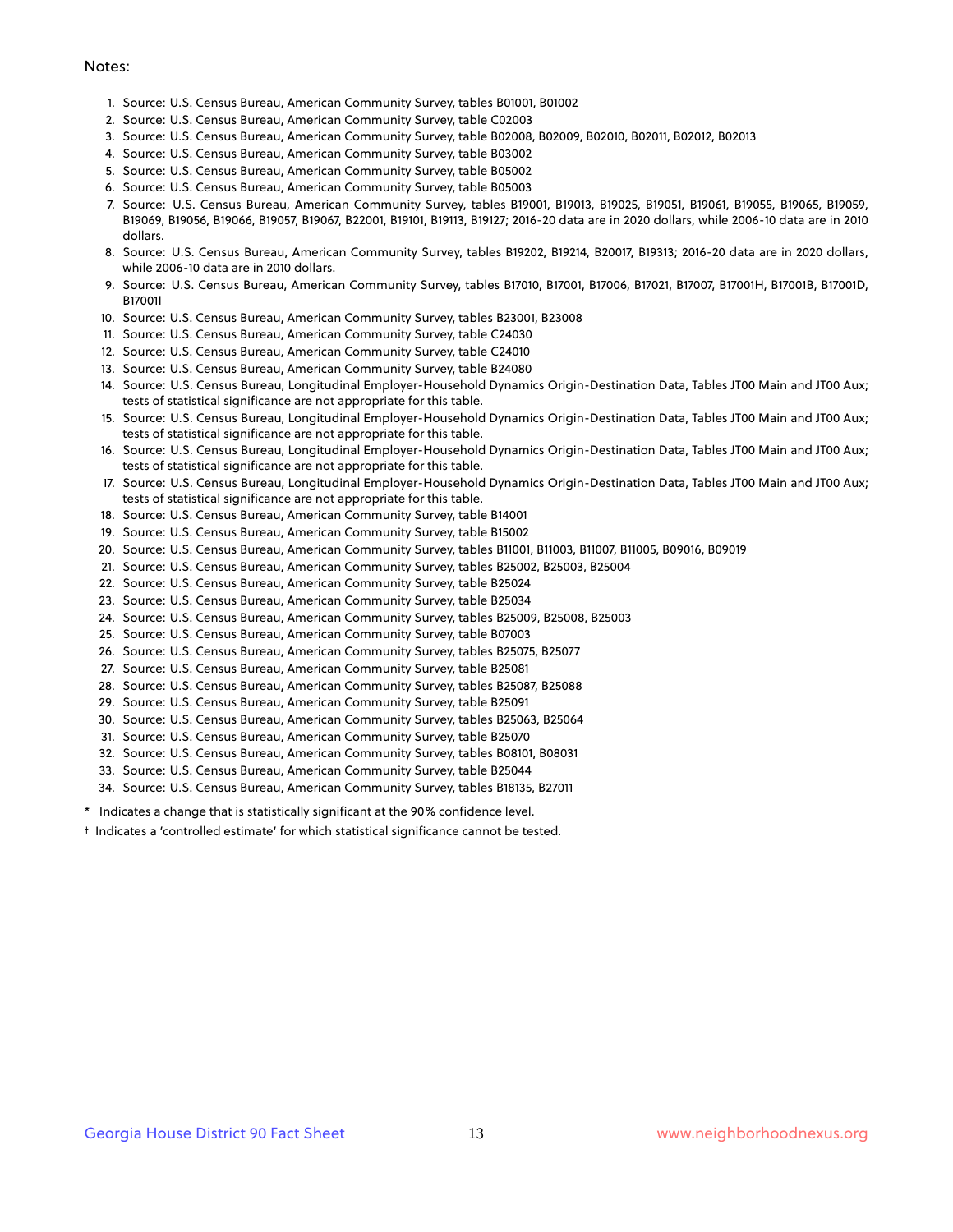Notes:

1. Source: U.S. Census Bureau, American Community Survey, tables B01001, B01002
2. Source: U.S. Census Bureau, American Community Survey, table C02003
3. Source: U.S. Census Bureau, American Community Survey, table B02008, B02009, B02010, B02011, B02012, B02013
4. Source: U.S. Census Bureau, American Community Survey, table B03002
5. Source: U.S. Census Bureau, American Community Survey, table B05002
6. Source: U.S. Census Bureau, American Community Survey, table B05003
7. Source: U.S. Census Bureau, American Community Survey, tables B19001, B19013, B19025, B19051, B19061, B19055, B19065, B19059, B19069, B19056, B19066, B19057, B19067, B22001, B19101, B19113, B19127; 2016-20 data are in 2020 dollars, while 2006-10 data are in 2010 dollars.
8. Source: U.S. Census Bureau, American Community Survey, tables B19202, B19214, B20017, B19313; 2016-20 data are in 2020 dollars, while 2006-10 data are in 2010 dollars.
9. Source: U.S. Census Bureau, American Community Survey, tables B17010, B17001, B17006, B17021, B17007, B17001H, B17001B, B17001D, B17001I
10. Source: U.S. Census Bureau, American Community Survey, tables B23001, B23008
11. Source: U.S. Census Bureau, American Community Survey, table C24030
12. Source: U.S. Census Bureau, American Community Survey, table C24010
13. Source: U.S. Census Bureau, American Community Survey, table B24080
14. Source: U.S. Census Bureau, Longitudinal Employer-Household Dynamics Origin-Destination Data, Tables JT00 Main and JT00 Aux; tests of statistical significance are not appropriate for this table.
15. Source: U.S. Census Bureau, Longitudinal Employer-Household Dynamics Origin-Destination Data, Tables JT00 Main and JT00 Aux; tests of statistical significance are not appropriate for this table.
16. Source: U.S. Census Bureau, Longitudinal Employer-Household Dynamics Origin-Destination Data, Tables JT00 Main and JT00 Aux; tests of statistical significance are not appropriate for this table.
17. Source: U.S. Census Bureau, Longitudinal Employer-Household Dynamics Origin-Destination Data, Tables JT00 Main and JT00 Aux; tests of statistical significance are not appropriate for this table.
18. Source: U.S. Census Bureau, American Community Survey, table B14001
19. Source: U.S. Census Bureau, American Community Survey, table B15002
20. Source: U.S. Census Bureau, American Community Survey, tables B11001, B11003, B11007, B11005, B09016, B09019
21. Source: U.S. Census Bureau, American Community Survey, tables B25002, B25003, B25004
22. Source: U.S. Census Bureau, American Community Survey, table B25024
23. Source: U.S. Census Bureau, American Community Survey, table B25034
24. Source: U.S. Census Bureau, American Community Survey, tables B25009, B25008, B25003
25. Source: U.S. Census Bureau, American Community Survey, table B07003
26. Source: U.S. Census Bureau, American Community Survey, tables B25075, B25077
27. Source: U.S. Census Bureau, American Community Survey, table B25081
28. Source: U.S. Census Bureau, American Community Survey, tables B25087, B25088
29. Source: U.S. Census Bureau, American Community Survey, table B25091
30. Source: U.S. Census Bureau, American Community Survey, tables B25063, B25064
31. Source: U.S. Census Bureau, American Community Survey, table B25070
32. Source: U.S. Census Bureau, American Community Survey, tables B08101, B08031
33. Source: U.S. Census Bureau, American Community Survey, table B25044
34. Source: U.S. Census Bureau, American Community Survey, tables B18135, B27011

\* Indicates a change that is statistically significant at the 90% confidence level.

† Indicates a 'controlled estimate' for which statistical significance cannot be tested.